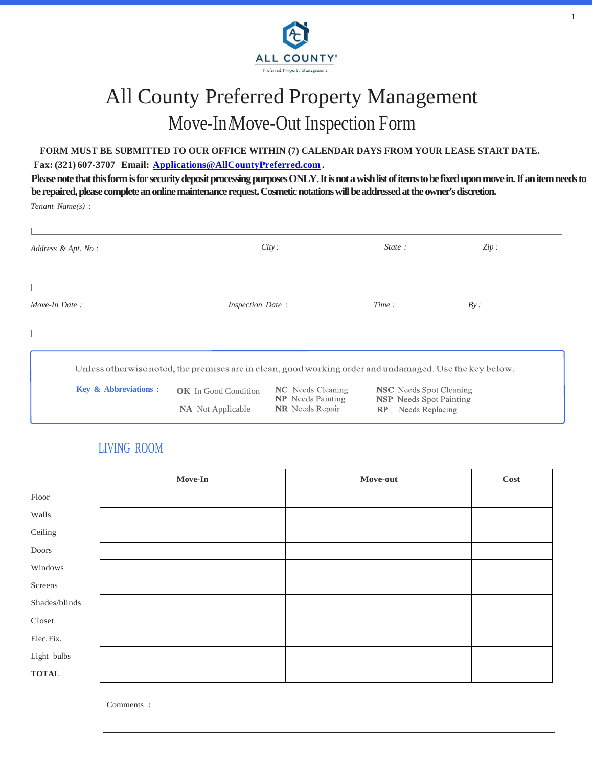# All County Preferred Property Management

## Move-In/Move-Out Inspection Form

**FORM MUST BE SUBMITTED TO OUR OFFICE WITHIN (7) CALENDAR DAYS FROM YOUR LEASE START DATE.**

**Fax: (321) 607-3707 Email: [Applications@AllCountyPreferred.com](mailto:Applications@AllCountyPreferred.com).**

**Please note that this form is for security deposit processing purposes ONLY. It is not a wish list of items to be fixed upon move in. If an item needs to be repaired, please complete an online maintenance request. Cosmetic notations will be addressed at the owner's discretion.**

*Tenant Name(s) :*

*Address & Apt. No :* *City :* *State :* *Zip :*

*Move-In Date :* *Inspection Date :* *Time :* *By :*

Unless otherwise noted, the premises are in clean, good working order and undamaged. Use the key below.

**Key & Abbreviations :**

- **OK** In Good Condition
- **NA** Not Applicable
- **NC** Needs Cleaning
- **NP** Needs Painting
- **NR** Needs Repair
- **NSC** Needs Spot Cleaning
- **NSP** Needs Spot Painting
- **RP** Needs Replacing

### LIVING ROOM

| | Move-In | Move-out | Cost |
|---|---|---|---|
| Floor | | | |
| Walls | | | |
| Ceiling | | | |
| Doors | | | |
| Windows | | | |
| Screens | | | |
| Shades/blinds | | | |
| Closet | | | |
| Elec. Fix. | | | |
| Light bulbs | | | |
| **TOTAL** | | | |

Comments :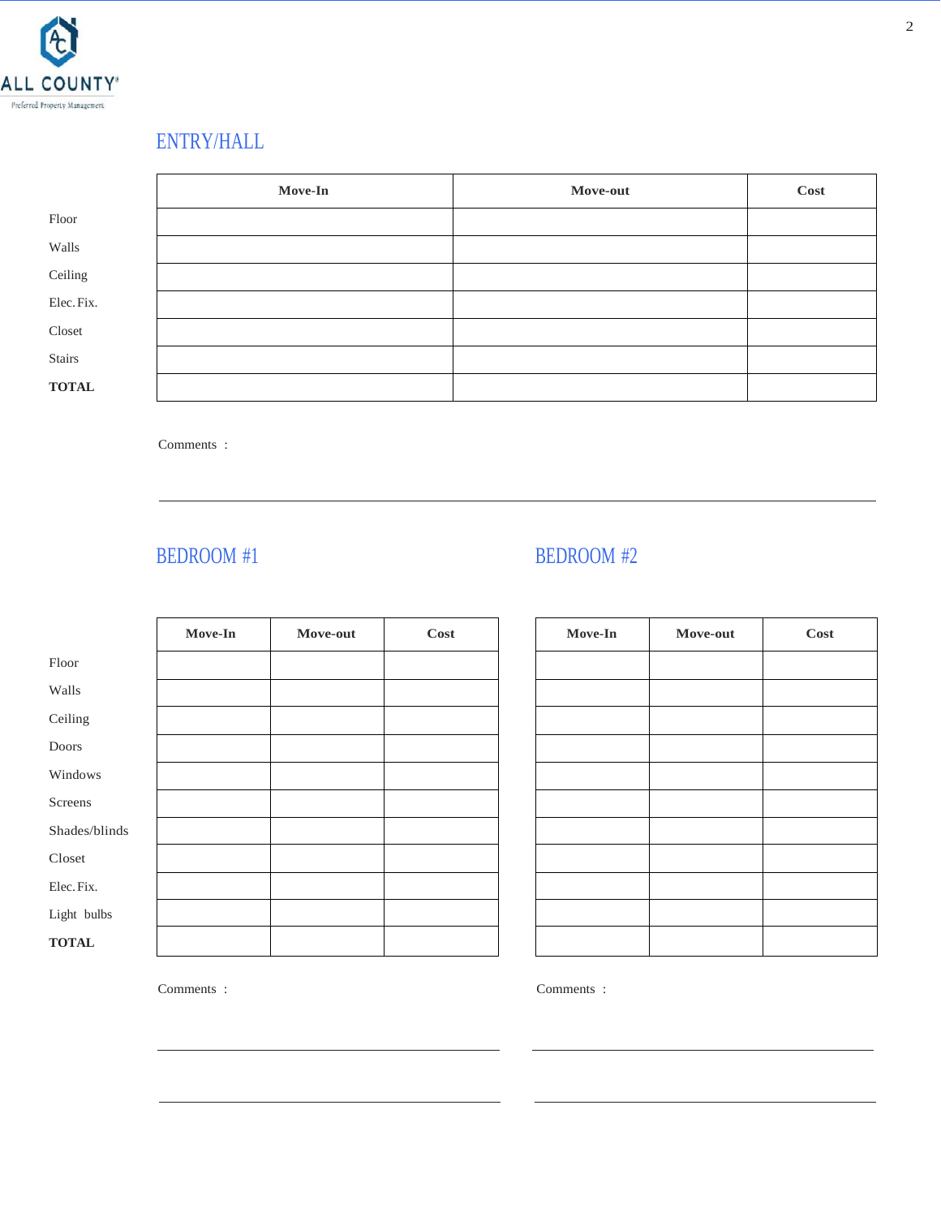## ENTRY/HALL

| | Move-In | Move-out | Cost |
|---|---|---|---|
| Floor | | | |
| Walls | | | |
| Ceiling | | | |
| Elec. Fix. | | | |
| Closet | | | |
| Stairs | | | |
| **TOTAL** | | | |

Comments :

## BEDROOM #1

| | Move-In | Move-out | Cost |
|---|---|---|---|
| Floor | | | |
| Walls | | | |
| Ceiling | | | |
| Doors | | | |
| Windows | | | |
| Screens | | | |
| Shades/blinds | | | |
| Closet | | | |
| Elec. Fix. | | | |
| Light bulbs | | | |
| **TOTAL** | | | |

Comments :

## BEDROOM #2

| | Move-In | Move-out | Cost |
|---|---|---|---|
| Floor | | | |
| Walls | | | |
| Ceiling | | | |
| Doors | | | |
| Windows | | | |
| Screens | | | |
| Shades/blinds | | | |
| Closet | | | |
| Elec. Fix. | | | |
| Light bulbs | | | |
| **TOTAL** | | | |

Comments :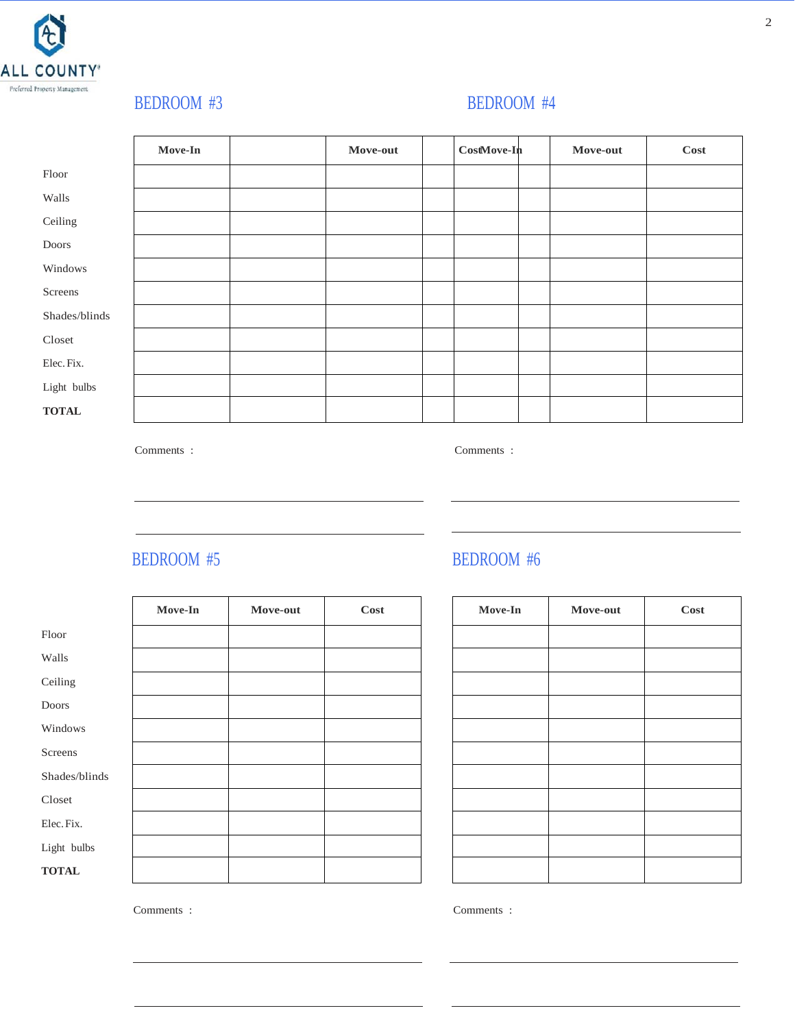ALL COUNTY
Preferred Property Management

## BEDROOM #3

| | Move-In | | Move-out | |
|---|---|---|---|---|
| Floor | | | | |
| Walls | | | | |
| Ceiling | | | | |
| Doors | | | | |
| Windows | | | | |
| Screens | | | | |
| Shades/blinds | | | | |
| Closet | | | | |
| Elec. Fix. | | | | |
| Light bulbs | | | | |
| **TOTAL** | | | | |

Comments :

## BEDROOM #4

| | Cost | Move-In | | Move-out | Cost |
|---|---|---|---|---|---|
| Floor | | | | | |
| Walls | | | | | |
| Ceiling | | | | | |
| Doors | | | | | |
| Windows | | | | | |
| Screens | | | | | |
| Shades/blinds | | | | | |
| Closet | | | | | |
| Elec. Fix. | | | | | |
| Light bulbs | | | | | |
| **TOTAL** | | | | | |

Comments :

## BEDROOM #5

| | Move-In | Move-out | Cost |
|---|---|---|---|
| Floor | | | |
| Walls | | | |
| Ceiling | | | |
| Doors | | | |
| Windows | | | |
| Screens | | | |
| Shades/blinds | | | |
| Closet | | | |
| Elec. Fix. | | | |
| Light bulbs | | | |
| **TOTAL** | | | |

Comments :

## BEDROOM #6

| | Move-In | Move-out | Cost |
|---|---|---|---|
| Floor | | | |
| Walls | | | |
| Ceiling | | | |
| Doors | | | |
| Windows | | | |
| Screens | | | |
| Shades/blinds | | | |
| Closet | | | |
| Elec. Fix. | | | |
| Light bulbs | | | |
| **TOTAL** | | | |

Comments :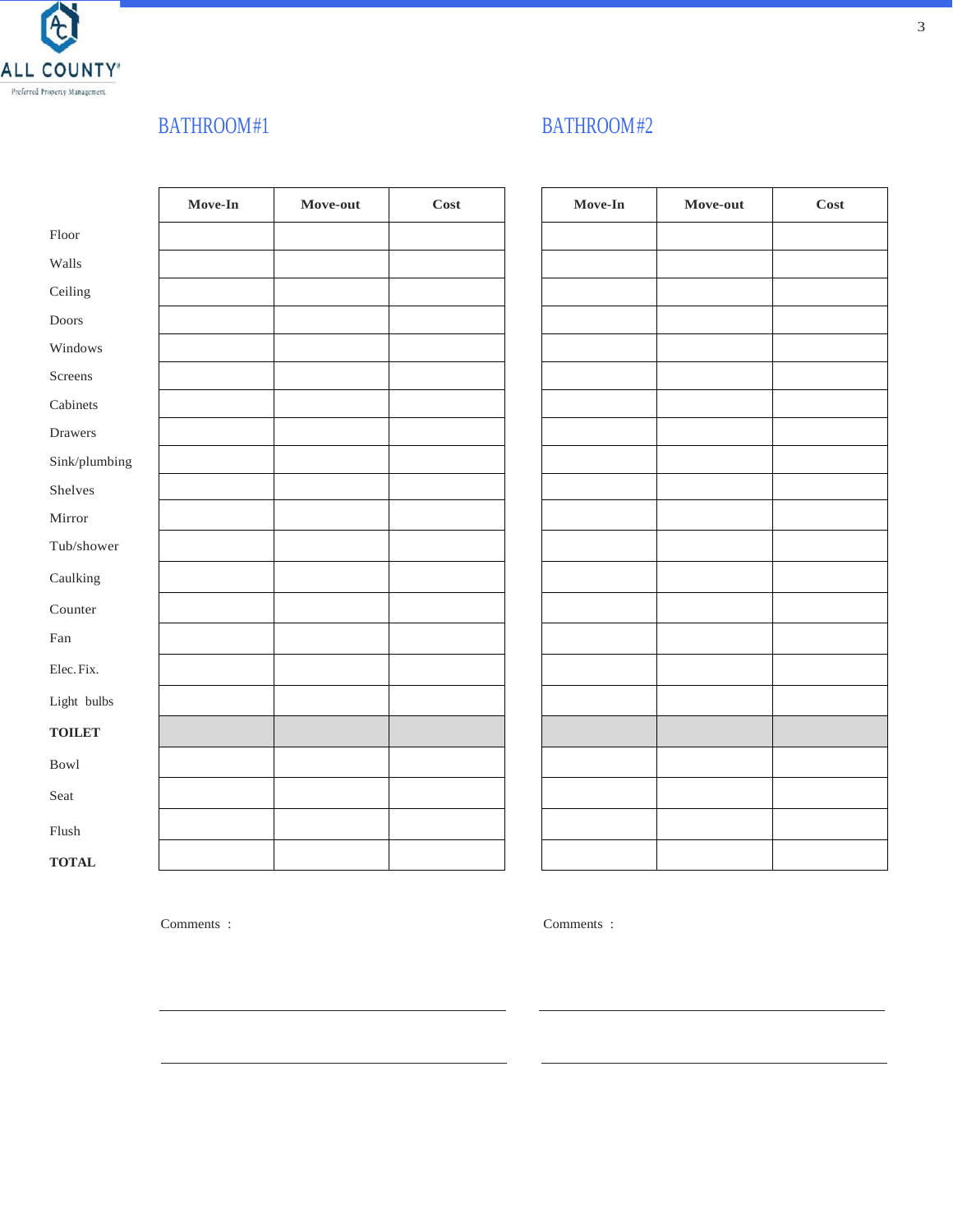## BATHROOM#1

| | Move-In | Move-out | Cost |
|---|---|---|---|
| Floor | | | |
| Walls | | | |
| Ceiling | | | |
| Doors | | | |
| Windows | | | |
| Screens | | | |
| Cabinets | | | |
| Drawers | | | |
| Sink/plumbing | | | |
| Shelves | | | |
| Mirror | | | |
| Tub/shower | | | |
| Caulking | | | |
| Counter | | | |
| Fan | | | |
| Elec. Fix. | | | |
| Light bulbs | | | |
| **TOILET** | | | |
| Bowl | | | |
| Seat | | | |
| Flush | | | |
| **TOTAL** | | | |

Comments :

______________________________________________

______________________________________________

## BATHROOM#2

| | Move-In | Move-out | Cost |
|---|---|---|---|
| Floor | | | |
| Walls | | | |
| Ceiling | | | |
| Doors | | | |
| Windows | | | |
| Screens | | | |
| Cabinets | | | |
| Drawers | | | |
| Sink/plumbing | | | |
| Shelves | | | |
| Mirror | | | |
| Tub/shower | | | |
| Caulking | | | |
| Counter | | | |
| Fan | | | |
| Elec. Fix. | | | |
| Light bulbs | | | |
| **TOILET** | | | |
| Bowl | | | |
| Seat | | | |
| Flush | | | |
| **TOTAL** | | | |

Comments :

______________________________________________

______________________________________________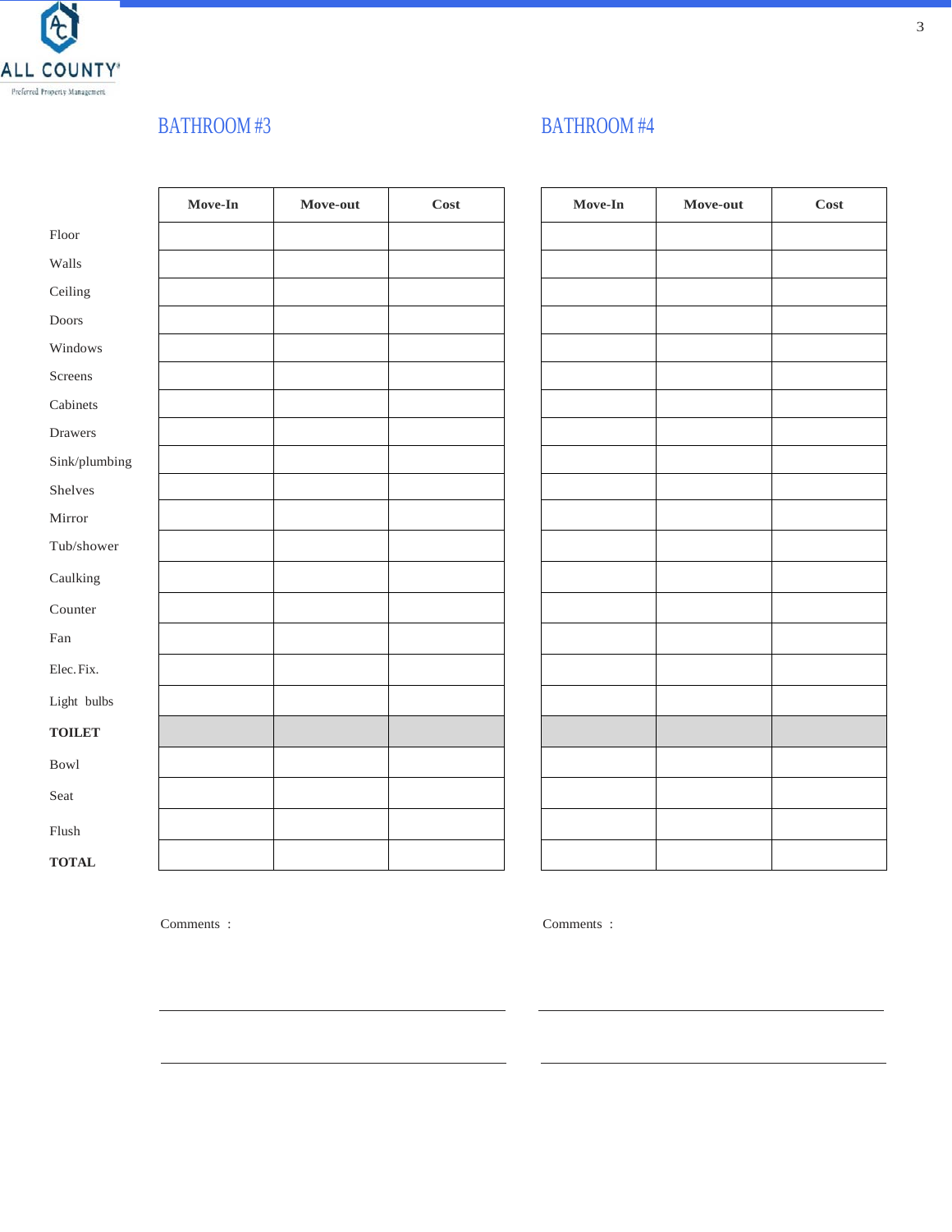## BATHROOM #3

| | Move-In | Move-out | Cost |
|---|---|---|---|
| Floor | | | |
| Walls | | | |
| Ceiling | | | |
| Doors | | | |
| Windows | | | |
| Screens | | | |
| Cabinets | | | |
| Drawers | | | |
| Sink/plumbing | | | |
| Shelves | | | |
| Mirror | | | |
| Tub/shower | | | |
| Caulking | | | |
| Counter | | | |
| Fan | | | |
| Elec. Fix. | | | |
| Light bulbs | | | |
| **TOILET** | | | |
| Bowl | | | |
| Seat | | | |
| Flush | | | |
| **TOTAL** | | | |

Comments :

______________________________________________

______________________________________________

## BATHROOM #4

| | Move-In | Move-out | Cost |
|---|---|---|---|
| Floor | | | |
| Walls | | | |
| Ceiling | | | |
| Doors | | | |
| Windows | | | |
| Screens | | | |
| Cabinets | | | |
| Drawers | | | |
| Sink/plumbing | | | |
| Shelves | | | |
| Mirror | | | |
| Tub/shower | | | |
| Caulking | | | |
| Counter | | | |
| Fan | | | |
| Elec. Fix. | | | |
| Light bulbs | | | |
| **TOILET** | | | |
| Bowl | | | |
| Seat | | | |
| Flush | | | |
| **TOTAL** | | | |

Comments :

______________________________________________

______________________________________________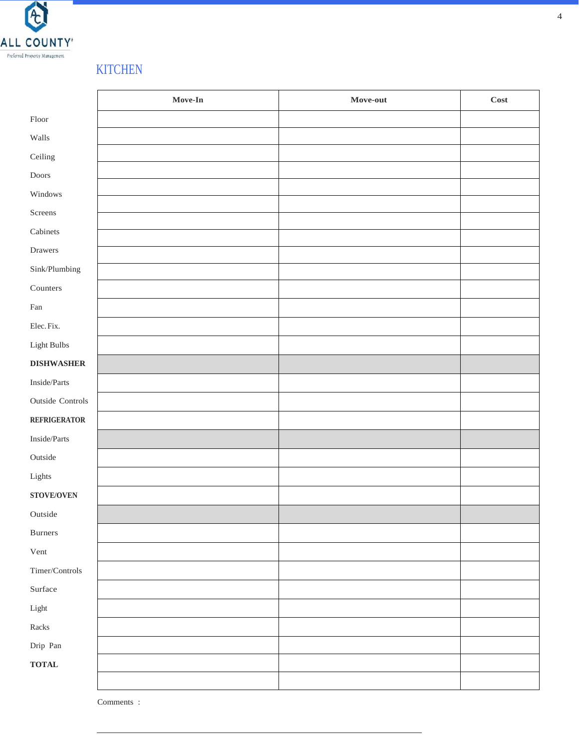## KITCHEN

| | Move-In | Move-out | Cost |
|---|---|---|---|
| Floor | | | |
| Walls | | | |
| Ceiling | | | |
| Doors | | | |
| Windows | | | |
| Screens | | | |
| Cabinets | | | |
| Drawers | | | |
| Sink/Plumbing | | | |
| Counters | | | |
| Fan | | | |
| Elec. Fix. | | | |
| Light Bulbs | | | |
| **DISHWASHER** | | | |
| Inside/Parts | | | |
| Outside Controls | | | |
| **REFRIGERATOR** | | | |
| Inside/Parts | | | |
| Outside | | | |
| Lights | | | |
| **STOVE/OVEN** | | | |
| Outside | | | |
| Burners | | | |
| Vent | | | |
| Timer/Controls | | | |
| Surface | | | |
| Light | | | |
| Racks | | | |
| Drip Pan | | | |
| **TOTAL** | | | |

Comments :

___________________________________________________________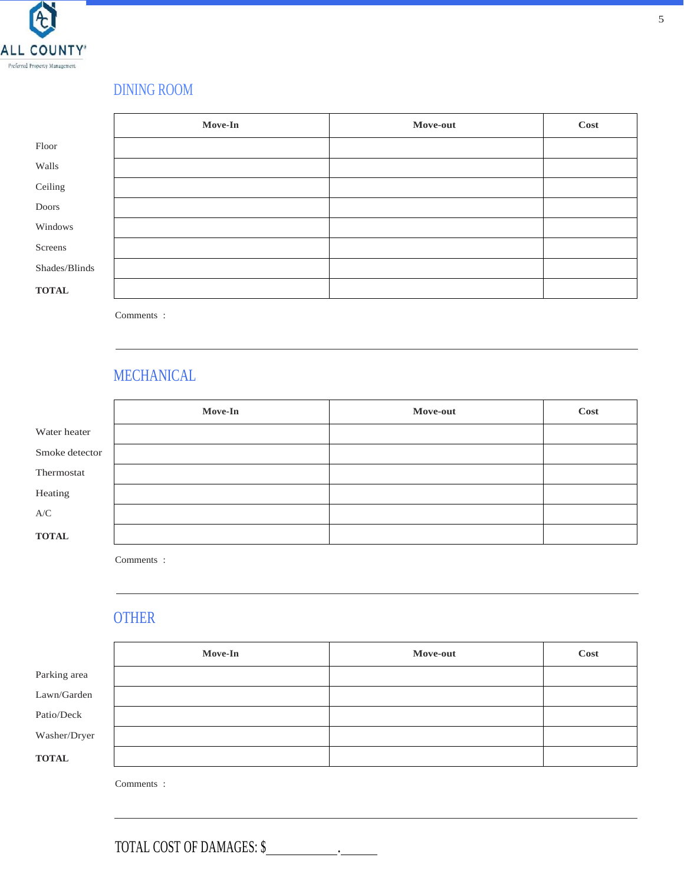## DINING ROOM

| | Move-In | Move-out | Cost |
|---|---|---|---|
| Floor | | | |
| Walls | | | |
| Ceiling | | | |
| Doors | | | |
| Windows | | | |
| Screens | | | |
| Shades/Blinds | | | |
| **TOTAL** | | | |

Comments :

---

## MECHANICAL

| | Move-In | Move-out | Cost |
|---|---|---|---|
| Water heater | | | |
| Smoke detector | | | |
| Thermostat | | | |
| Heating | | | |
| A/C | | | |
| **TOTAL** | | | |

Comments :

---

## OTHER

| | Move-In | Move-out | Cost |
|---|---|---|---|
| Parking area | | | |
| Lawn/Garden | | | |
| Patio/Deck | | | |
| Washer/Dryer | | | |
| **TOTAL** | | | |

Comments :

---

TOTAL COST OF DAMAGES: $__________.______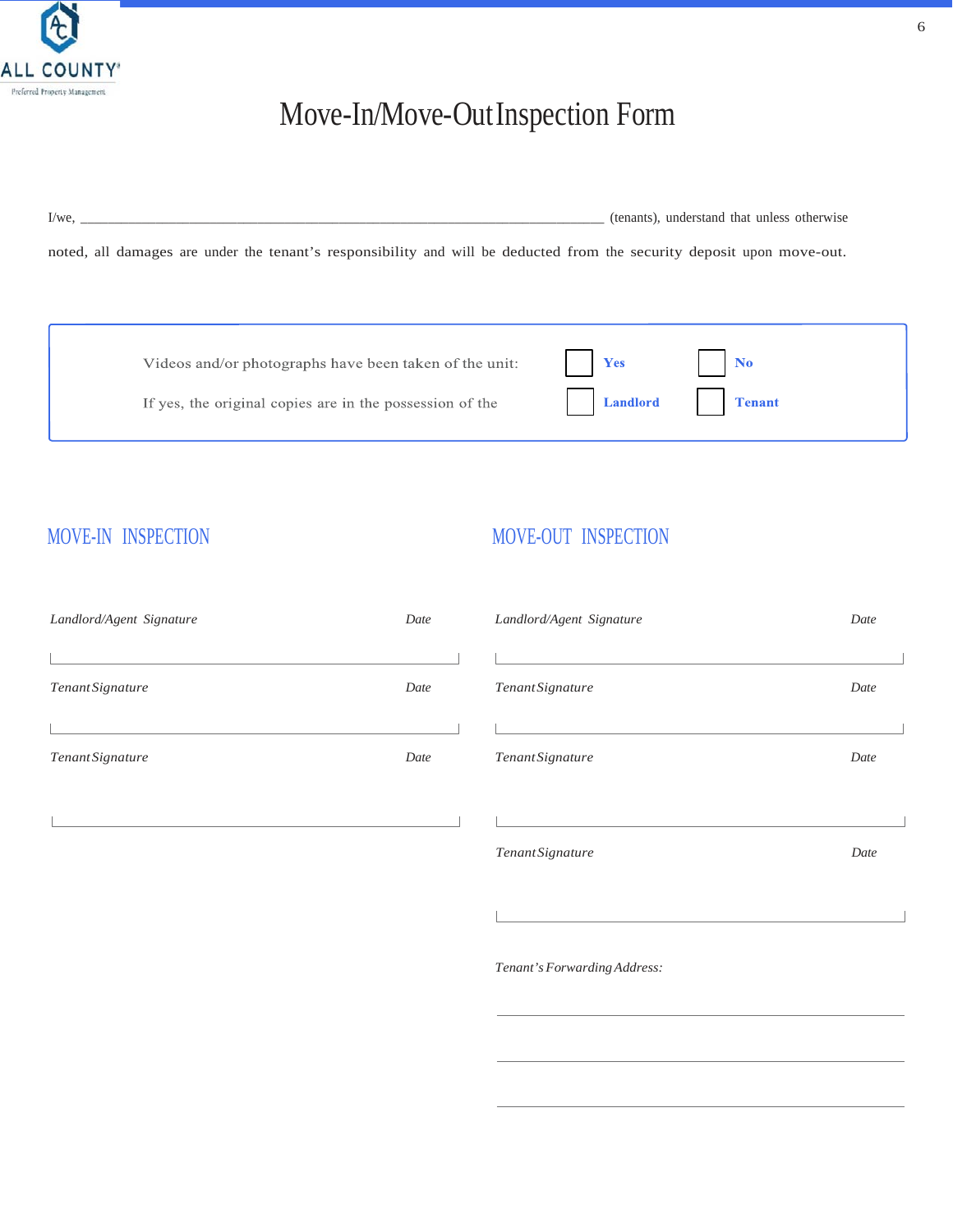ALL COUNTY®
Preferred Property Management

# Move-In/Move-Out Inspection Form

I/we, ___________________________________________________________________________ (tenants), understand that unless otherwise noted, all damages are under the tenant's responsibility and will be deducted from the security deposit upon move-out.

Videos and/or photographs have been taken of the unit: ☐ **Yes** ☐ **No**

If yes, the original copies are in the possession of the ☐ **Landlord** ☐ **Tenant**

## MOVE-IN INSPECTION

*Landlord/Agent Signature* *Date*

______________________________________________

*Tenant Signature* *Date*

______________________________________________

*Tenant Signature* *Date*

______________________________________________

## MOVE-OUT INSPECTION

*Landlord/Agent Signature* *Date*

______________________________________________

*Tenant Signature* *Date*

______________________________________________

*Tenant Signature* *Date*

______________________________________________

*Tenant Signature* *Date*

______________________________________________

*Tenant's Forwarding Address:*

______________________________________________

______________________________________________

______________________________________________